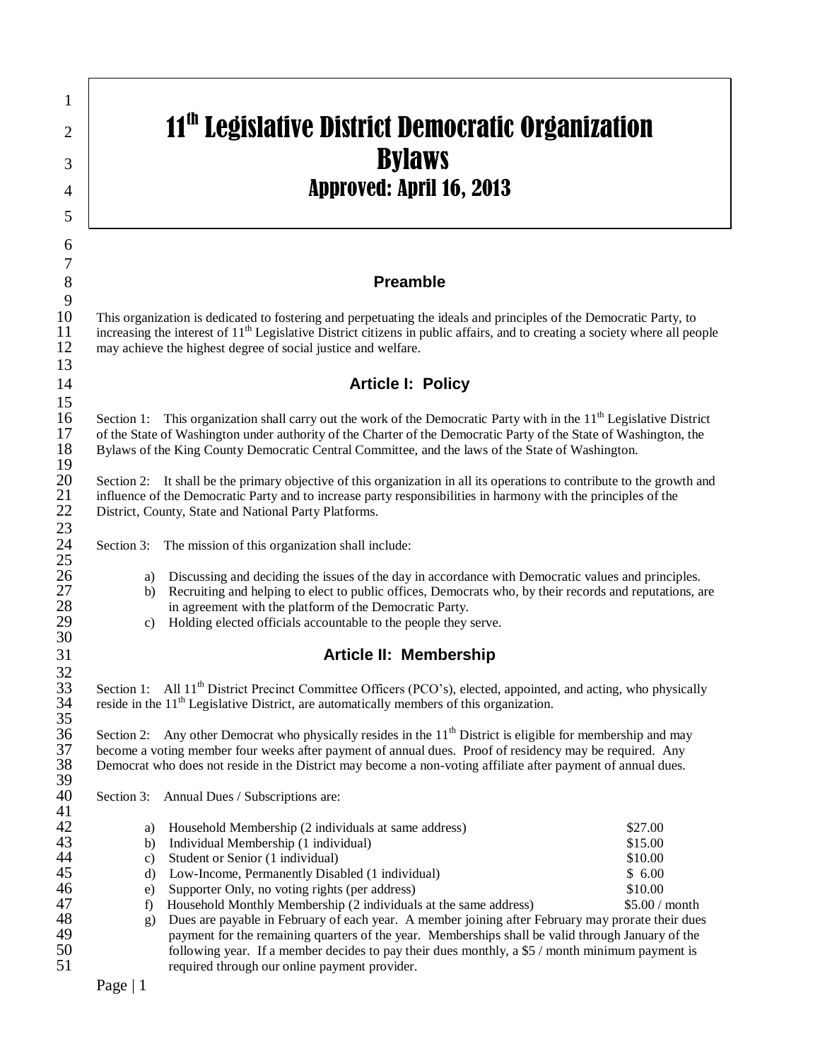# 11th Legislative District Democratic Organization Bylaws

## Approved: April 16, 2013

### Preamble

This organization is dedicated to fostering and perpetuating the ideals and principles of the Democratic Party, to increasing the interest of 11th Legislative District citizens in public affairs, and to creating a society where all people may achieve the highest degree of social justice and welfare.

### Article I: Policy

Section 1: This organization shall carry out the work of the Democratic Party with in the 11th Legislative District of the State of Washington under authority of the Charter of the Democratic Party of the State of Washington, the Bylaws of the King County Democratic Central Committee, and the laws of the State of Washington.

Section 2: It shall be the primary objective of this organization in all its operations to contribute to the growth and influence of the Democratic Party and to increase party responsibilities in harmony with the principles of the District, County, State and National Party Platforms.

Section 3: The mission of this organization shall include:

a) Discussing and deciding the issues of the day in accordance with Democratic values and principles.
b) Recruiting and helping to elect to public offices, Democrats who, by their records and reputations, are in agreement with the platform of the Democratic Party.
c) Holding elected officials accountable to the people they serve.

### Article II: Membership

Section 1: All 11th District Precinct Committee Officers (PCO's), elected, appointed, and acting, who physically reside in the 11th Legislative District, are automatically members of this organization.

Section 2: Any other Democrat who physically resides in the 11th District is eligible for membership and may become a voting member four weeks after payment of annual dues. Proof of residency may be required. Any Democrat who does not reside in the District may become a non-voting affiliate after payment of annual dues.

Section 3: Annual Dues / Subscriptions are:

a) Household Membership (2 individuals at same address) — $27.00
b) Individual Membership (1 individual) — $15.00
c) Student or Senior (1 individual) — $10.00
d) Low-Income, Permanently Disabled (1 individual) — $ 6.00
e) Supporter Only, no voting rights (per address) — $10.00
f) Household Monthly Membership (2 individuals at the same address) — $5.00 / month
g) Dues are payable in February of each year. A member joining after February may prorate their dues payment for the remaining quarters of the year. Memberships shall be valid through January of the following year. If a member decides to pay their dues monthly, a $5 / month minimum payment is required through our online payment provider.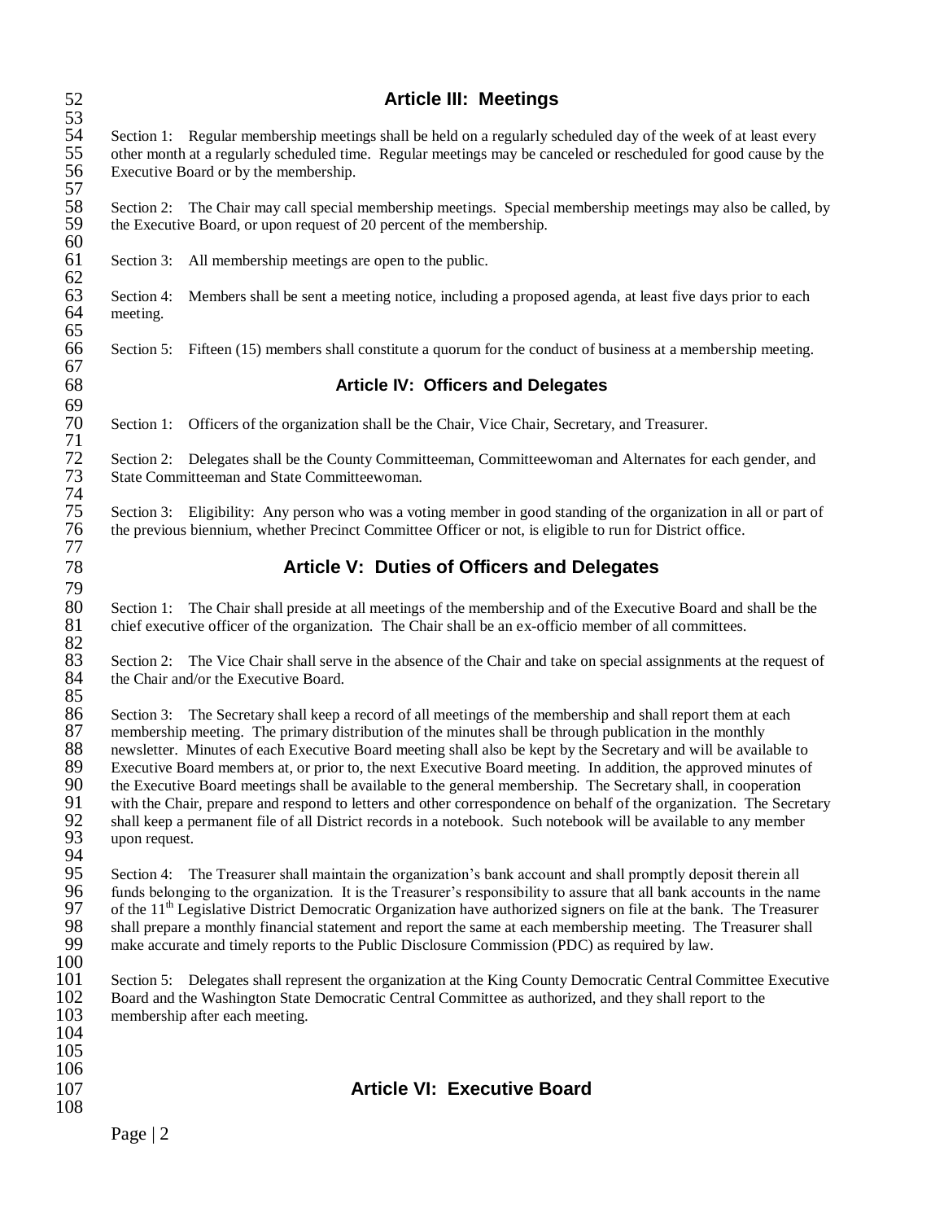## Article III: Meetings

Section 1: Regular membership meetings shall be held on a regularly scheduled day of the week of at least every other month at a regularly scheduled time. Regular meetings may be canceled or rescheduled for good cause by the Executive Board or by the membership.

Section 2: The Chair may call special membership meetings. Special membership meetings may also be called, by the Executive Board, or upon request of 20 percent of the membership.

Section 3: All membership meetings are open to the public.

Section 4: Members shall be sent a meeting notice, including a proposed agenda, at least five days prior to each meeting.

Section 5: Fifteen (15) members shall constitute a quorum for the conduct of business at a membership meeting.

## Article IV: Officers and Delegates

Section 1: Officers of the organization shall be the Chair, Vice Chair, Secretary, and Treasurer.

Section 2: Delegates shall be the County Committeeman, Committeewoman and Alternates for each gender, and State Committeeman and State Committeewoman.

Section 3: Eligibility: Any person who was a voting member in good standing of the organization in all or part of the previous biennium, whether Precinct Committee Officer or not, is eligible to run for District office.

## Article V: Duties of Officers and Delegates

Section 1: The Chair shall preside at all meetings of the membership and of the Executive Board and shall be the chief executive officer of the organization. The Chair shall be an ex-officio member of all committees.

Section 2: The Vice Chair shall serve in the absence of the Chair and take on special assignments at the request of the Chair and/or the Executive Board.

Section 3: The Secretary shall keep a record of all meetings of the membership and shall report them at each membership meeting. The primary distribution of the minutes shall be through publication in the monthly newsletter. Minutes of each Executive Board meeting shall also be kept by the Secretary and will be available to Executive Board members at, or prior to, the next Executive Board meeting. In addition, the approved minutes of the Executive Board meetings shall be available to the general membership. The Secretary shall, in cooperation with the Chair, prepare and respond to letters and other correspondence on behalf of the organization. The Secretary shall keep a permanent file of all District records in a notebook. Such notebook will be available to any member upon request.

Section 4: The Treasurer shall maintain the organization's bank account and shall promptly deposit therein all funds belonging to the organization. It is the Treasurer's responsibility to assure that all bank accounts in the name of the 11th Legislative District Democratic Organization have authorized signers on file at the bank. The Treasurer shall prepare a monthly financial statement and report the same at each membership meeting. The Treasurer shall make accurate and timely reports to the Public Disclosure Commission (PDC) as required by law.

Section 5: Delegates shall represent the organization at the King County Democratic Central Committee Executive Board and the Washington State Democratic Central Committee as authorized, and they shall report to the membership after each meeting.

## Article VI: Executive Board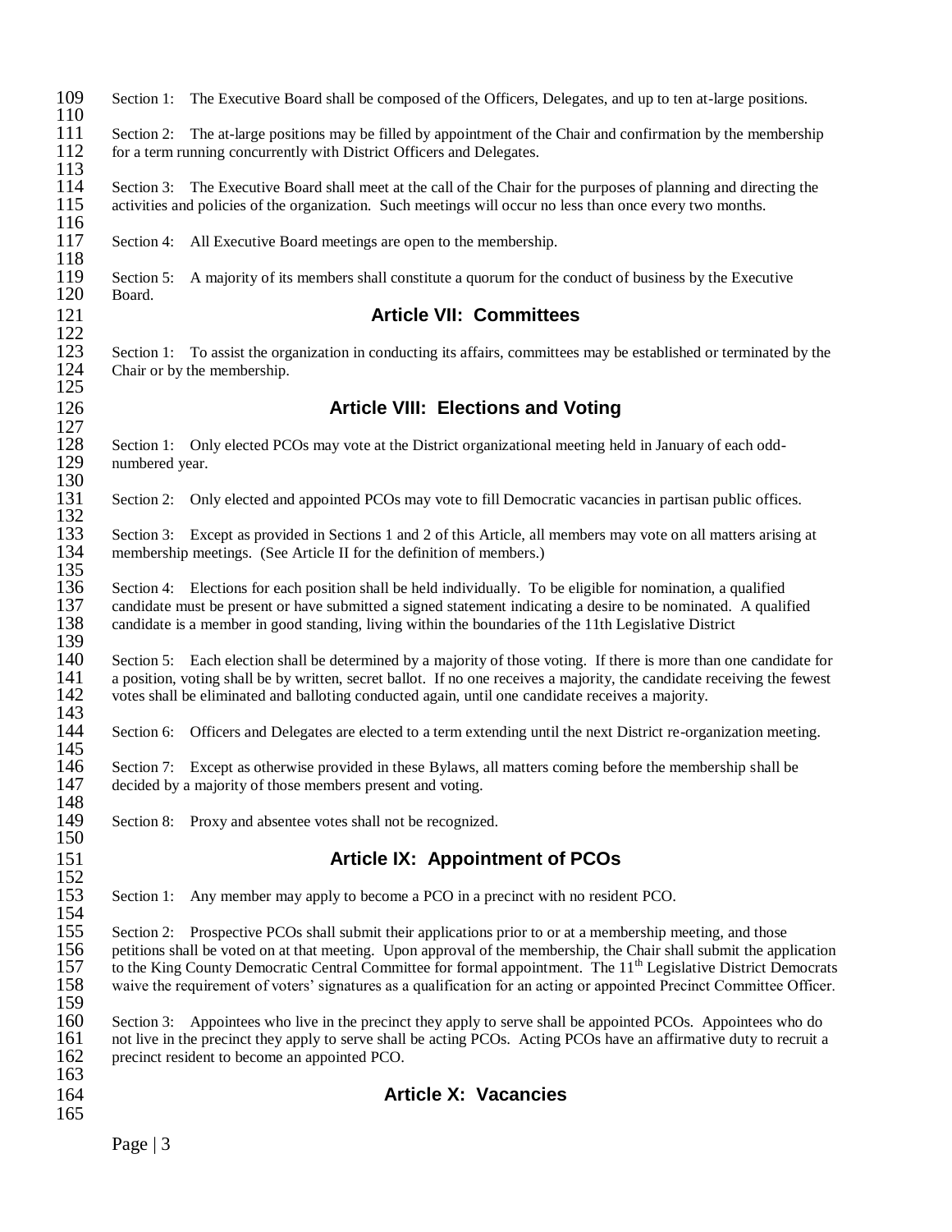Section 1: The Executive Board shall be composed of the Officers, Delegates, and up to ten at-large positions.

Section 2: The at-large positions may be filled by appointment of the Chair and confirmation by the membership for a term running concurrently with District Officers and Delegates.

Section 3: The Executive Board shall meet at the call of the Chair for the purposes of planning and directing the activities and policies of the organization. Such meetings will occur no less than once every two months.

Section 4: All Executive Board meetings are open to the membership.

Section 5: A majority of its members shall constitute a quorum for the conduct of business by the Executive Board.

## Article VII: Committees

Section 1: To assist the organization in conducting its affairs, committees may be established or terminated by the Chair or by the membership.

## Article VIII: Elections and Voting

Section 1: Only elected PCOs may vote at the District organizational meeting held in January of each odd-numbered year.

Section 2: Only elected and appointed PCOs may vote to fill Democratic vacancies in partisan public offices.

Section 3: Except as provided in Sections 1 and 2 of this Article, all members may vote on all matters arising at membership meetings. (See Article II for the definition of members.)

Section 4: Elections for each position shall be held individually. To be eligible for nomination, a qualified candidate must be present or have submitted a signed statement indicating a desire to be nominated. A qualified candidate is a member in good standing, living within the boundaries of the 11th Legislative District

Section 5: Each election shall be determined by a majority of those voting. If there is more than one candidate for a position, voting shall be by written, secret ballot. If no one receives a majority, the candidate receiving the fewest votes shall be eliminated and balloting conducted again, until one candidate receives a majority.

Section 6: Officers and Delegates are elected to a term extending until the next District re-organization meeting.

Section 7: Except as otherwise provided in these Bylaws, all matters coming before the membership shall be decided by a majority of those members present and voting.

Section 8: Proxy and absentee votes shall not be recognized.

## Article IX: Appointment of PCOs

Section 1: Any member may apply to become a PCO in a precinct with no resident PCO.

Section 2: Prospective PCOs shall submit their applications prior to or at a membership meeting, and those petitions shall be voted on at that meeting. Upon approval of the membership, the Chair shall submit the application to the King County Democratic Central Committee for formal appointment. The 11th Legislative District Democrats waive the requirement of voters' signatures as a qualification for an acting or appointed Precinct Committee Officer.

Section 3: Appointees who live in the precinct they apply to serve shall be appointed PCOs. Appointees who do not live in the precinct they apply to serve shall be acting PCOs. Acting PCOs have an affirmative duty to recruit a precinct resident to become an appointed PCO.

## Article X: Vacancies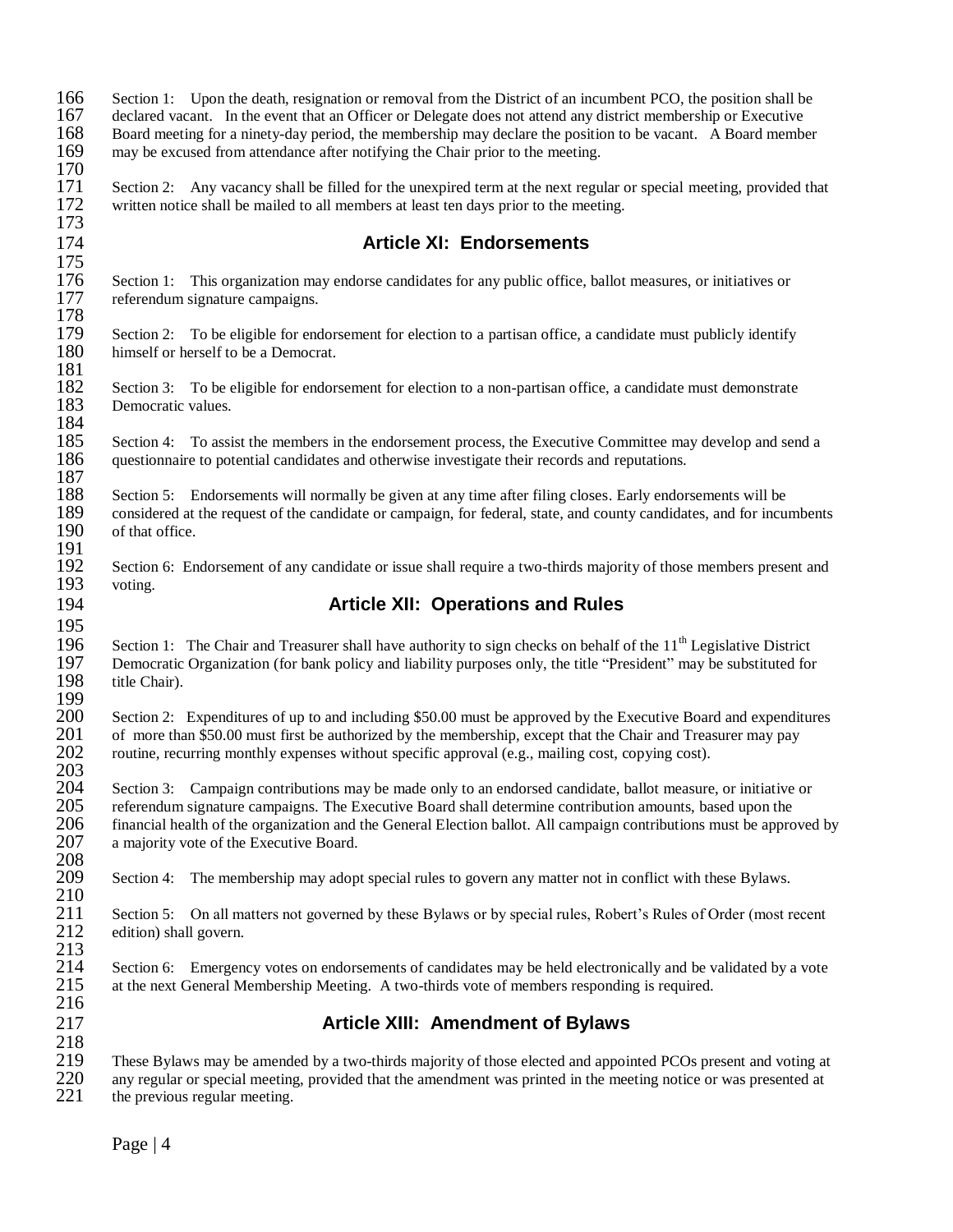Section 1: Upon the death, resignation or removal from the District of an incumbent PCO, the position shall be declared vacant. In the event that an Officer or Delegate does not attend any district membership or Executive Board meeting for a ninety-day period, the membership may declare the position to be vacant. A Board member may be excused from attendance after notifying the Chair prior to the meeting.

Section 2: Any vacancy shall be filled for the unexpired term at the next regular or special meeting, provided that written notice shall be mailed to all members at least ten days prior to the meeting.

## Article XI: Endorsements

Section 1: This organization may endorse candidates for any public office, ballot measures, or initiatives or referendum signature campaigns.

Section 2: To be eligible for endorsement for election to a partisan office, a candidate must publicly identify himself or herself to be a Democrat.

Section 3: To be eligible for endorsement for election to a non-partisan office, a candidate must demonstrate Democratic values.

Section 4: To assist the members in the endorsement process, the Executive Committee may develop and send a questionnaire to potential candidates and otherwise investigate their records and reputations.

Section 5: Endorsements will normally be given at any time after filing closes. Early endorsements will be considered at the request of the candidate or campaign, for federal, state, and county candidates, and for incumbents of that office.

Section 6: Endorsement of any candidate or issue shall require a two-thirds majority of those members present and voting.

## Article XII: Operations and Rules

Section 1: The Chair and Treasurer shall have authority to sign checks on behalf of the 11th Legislative District Democratic Organization (for bank policy and liability purposes only, the title "President" may be substituted for title Chair).

Section 2: Expenditures of up to and including $50.00 must be approved by the Executive Board and expenditures of more than $50.00 must first be authorized by the membership, except that the Chair and Treasurer may pay routine, recurring monthly expenses without specific approval (e.g., mailing cost, copying cost).

Section 3: Campaign contributions may be made only to an endorsed candidate, ballot measure, or initiative or referendum signature campaigns. The Executive Board shall determine contribution amounts, based upon the financial health of the organization and the General Election ballot. All campaign contributions must be approved by a majority vote of the Executive Board.

Section 4: The membership may adopt special rules to govern any matter not in conflict with these Bylaws.

Section 5: On all matters not governed by these Bylaws or by special rules, Robert's Rules of Order (most recent edition) shall govern.

Section 6: Emergency votes on endorsements of candidates may be held electronically and be validated by a vote at the next General Membership Meeting. A two-thirds vote of members responding is required.

## Article XIII: Amendment of Bylaws

These Bylaws may be amended by a two-thirds majority of those elected and appointed PCOs present and voting at any regular or special meeting, provided that the amendment was printed in the meeting notice or was presented at the previous regular meeting.